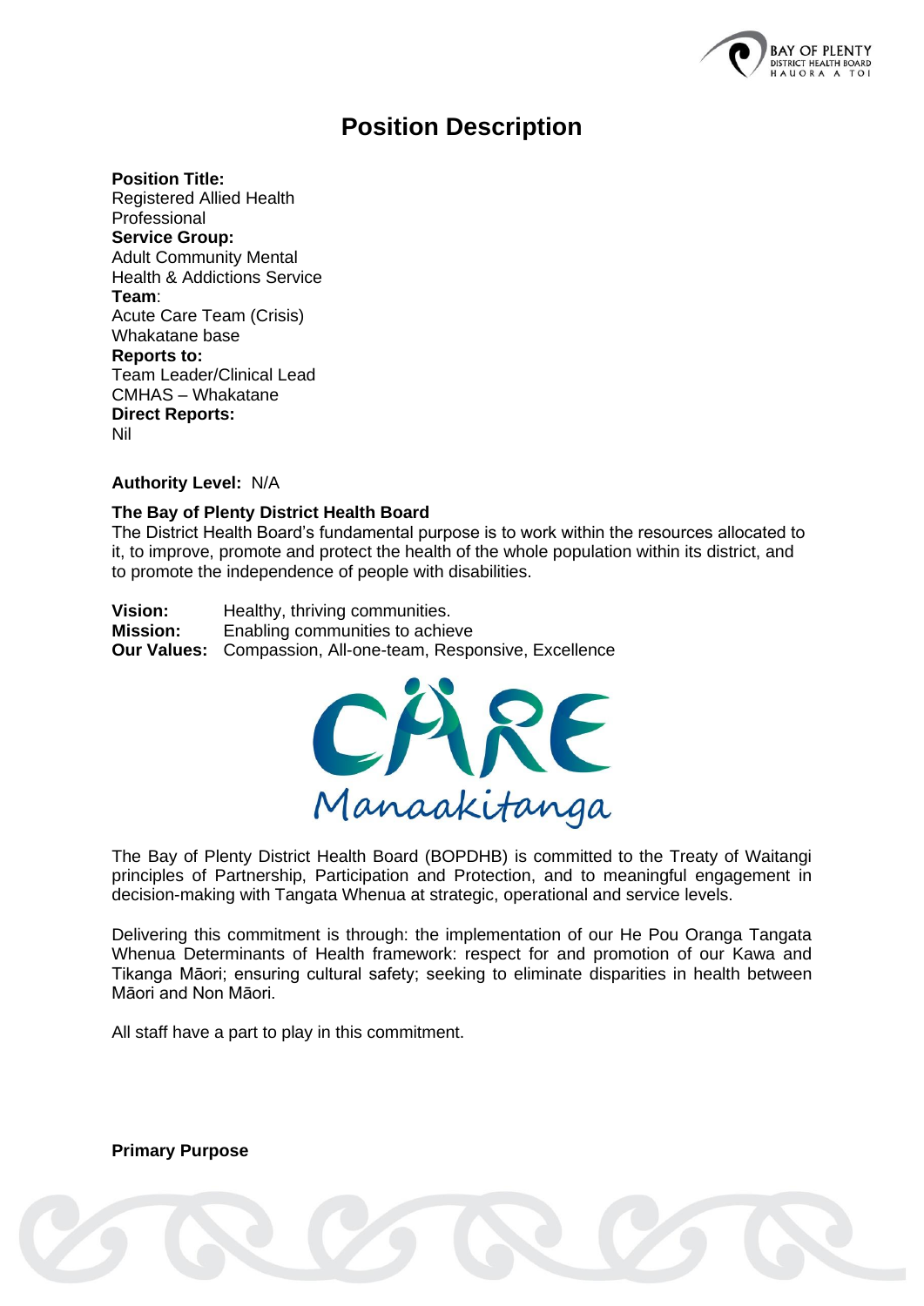# Position Description

**Position Title:**
Registered Allied Health Professional

**Service Group:**
Adult Community Mental Health & Addictions Service

**Team**:
Acute Care Team (Crisis) Whakatane base

**Reports to:**
Team Leader/Clinical Lead CMHAS – Whakatane

**Direct Reports:**
Nil

**Authority Level:** N/A

**The Bay of Plenty District Health Board**

The District Health Board's fundamental purpose is to work within the resources allocated to it, to improve, promote and protect the health of the whole population within its district, and to promote the independence of people with disabilities.

**Vision:** Healthy, thriving communities.
**Mission:** Enabling communities to achieve
**Our Values:** Compassion, All-one-team, Responsive, Excellence

CARE
Manaakitanga

The Bay of Plenty District Health Board (BOPDHB) is committed to the Treaty of Waitangi principles of Partnership, Participation and Protection, and to meaningful engagement in decision-making with Tangata Whenua at strategic, operational and service levels.

Delivering this commitment is through: the implementation of our He Pou Oranga Tangata Whenua Determinants of Health framework: respect for and promotion of our Kawa and Tikanga Māori; ensuring cultural safety; seeking to eliminate disparities in health between Māori and Non Māori.

All staff have a part to play in this commitment.

**Primary Purpose**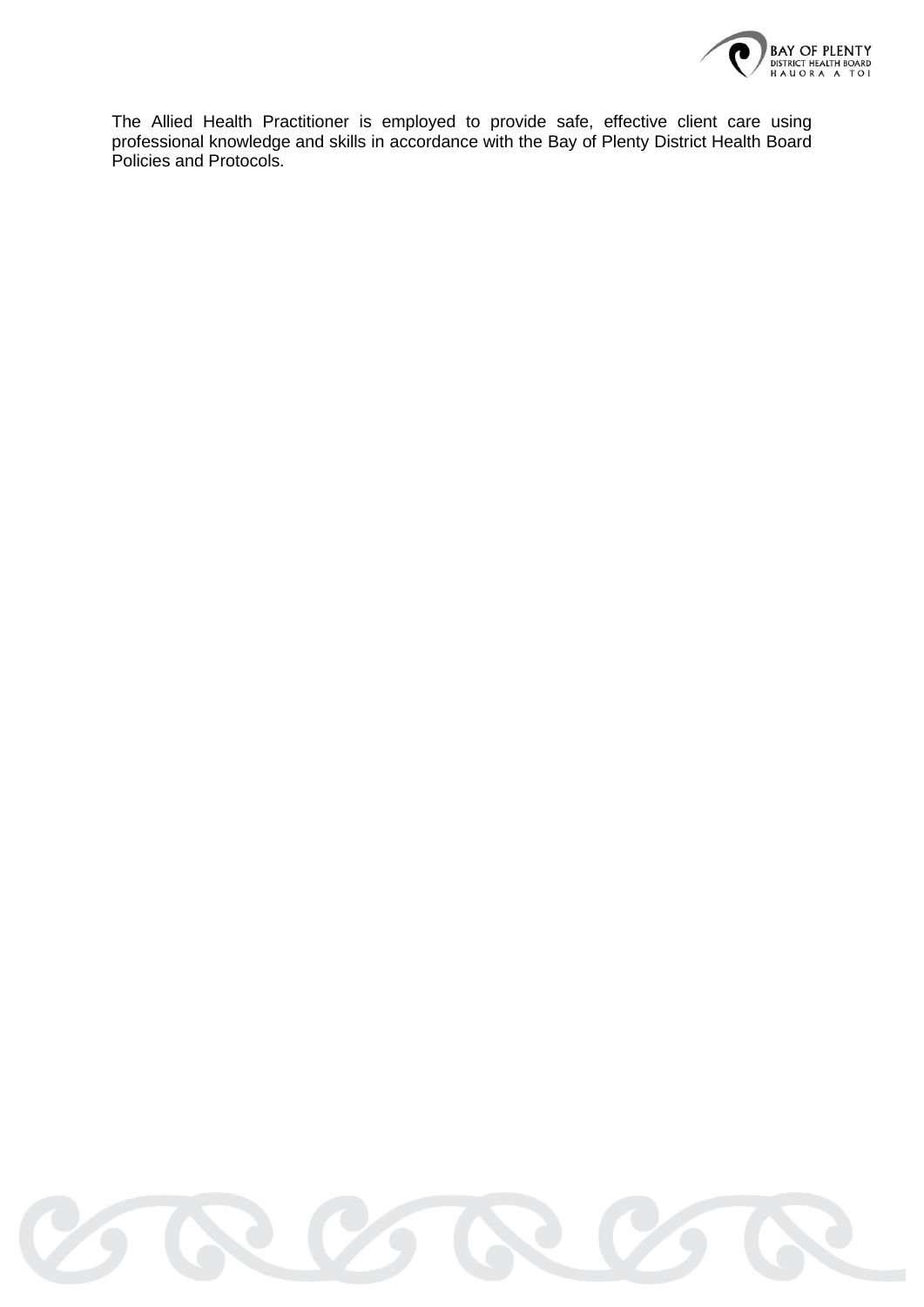The Allied Health Practitioner is employed to provide safe, effective client care using professional knowledge and skills in accordance with the Bay of Plenty District Health Board Policies and Protocols.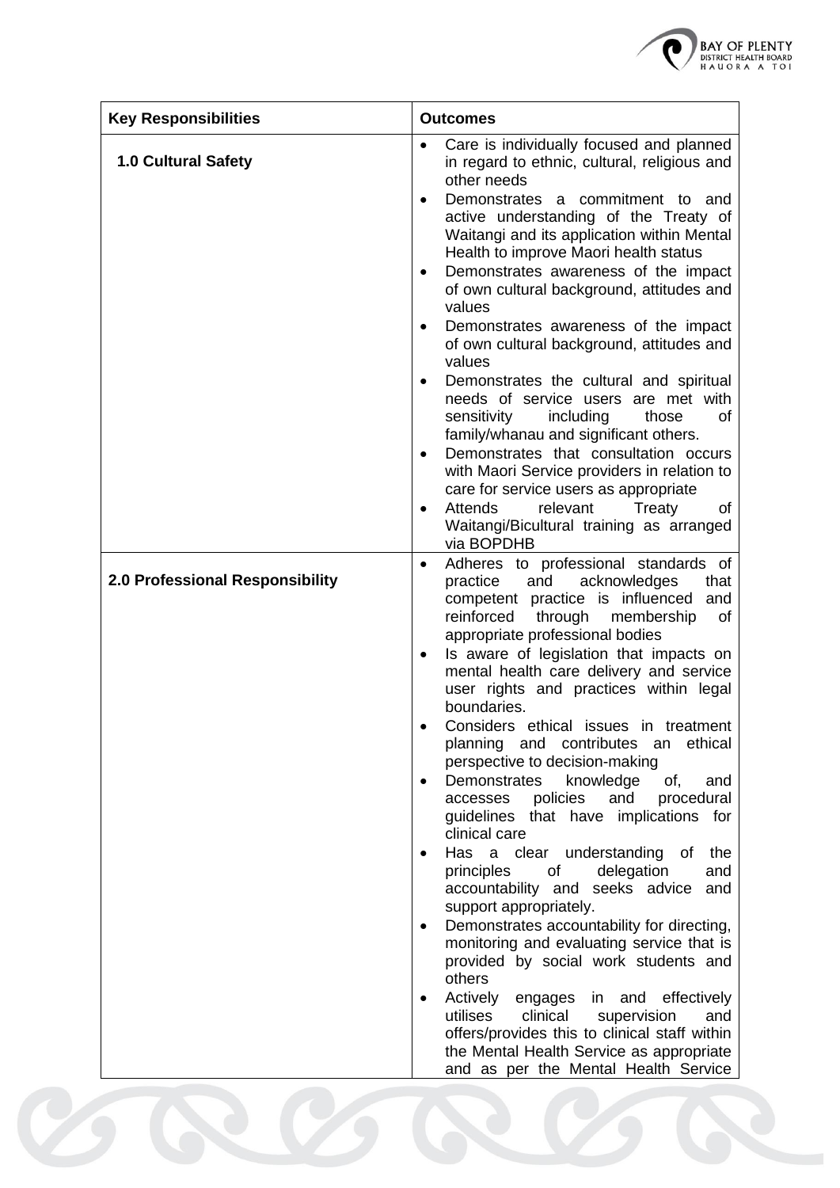| Key Responsibilities | Outcomes |
| --- | --- |
| **1.0 Cultural Safety** | • Care is individually focused and planned in regard to ethnic, cultural, religious and other needs<br>• Demonstrates a commitment to and active understanding of the Treaty of Waitangi and its application within Mental Health to improve Maori health status<br>• Demonstrates awareness of the impact of own cultural background, attitudes and values<br>• Demonstrates awareness of the impact of own cultural background, attitudes and values<br>• Demonstrates the cultural and spiritual needs of service users are met with sensitivity including those of family/whanau and significant others.<br>• Demonstrates that consultation occurs with Maori Service providers in relation to care for service users as appropriate<br>• Attends relevant Treaty of Waitangi/Bicultural training as arranged via BOPDHB |
| **2.0 Professional Responsibility** | • Adheres to professional standards of practice and acknowledges that competent practice is influenced and reinforced through membership of appropriate professional bodies<br>• Is aware of legislation that impacts on mental health care delivery and service user rights and practices within legal boundaries.<br>• Considers ethical issues in treatment planning and contributes an ethical perspective to decision-making<br>• Demonstrates knowledge of, and accesses policies and procedural guidelines that have implications for clinical care<br>• Has a clear understanding of the principles of delegation and accountability and seeks advice and support appropriately.<br>• Demonstrates accountability for directing, monitoring and evaluating service that is provided by social work students and others<br>• Actively engages in and effectively utilises clinical supervision and offers/provides this to clinical staff within the Mental Health Service as appropriate and as per the Mental Health Service |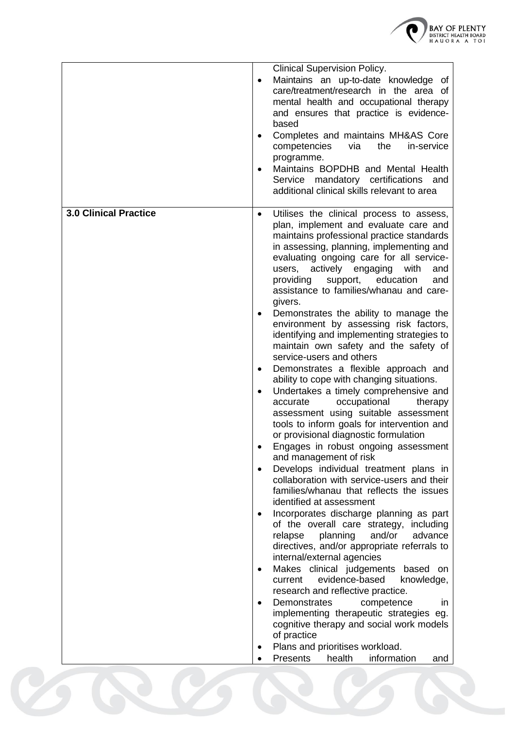| | |
|---|---|
| | Clinical Supervision Policy.<br>• Maintains an up-to-date knowledge of care/treatment/research in the area of mental health and occupational therapy and ensures that practice is evidence-based<br>• Completes and maintains MH&AS Core competencies via the in-service programme.<br>• Maintains BOPDHB and Mental Health Service mandatory certifications and additional clinical skills relevant to area |
| **3.0 Clinical Practice** | • Utilises the clinical process to assess, plan, implement and evaluate care and maintains professional practice standards in assessing, planning, implementing and evaluating ongoing care for all service-users, actively engaging with and providing support, education and assistance to families/whanau and care-givers.<br>• Demonstrates the ability to manage the environment by assessing risk factors, identifying and implementing strategies to maintain own safety and the safety of service-users and others<br>• Demonstrates a flexible approach and ability to cope with changing situations.<br>• Undertakes a timely comprehensive and accurate occupational therapy assessment using suitable assessment tools to inform goals for intervention and or provisional diagnostic formulation<br>• Engages in robust ongoing assessment and management of risk<br>• Develops individual treatment plans in collaboration with service-users and their families/whanau that reflects the issues identified at assessment<br>• Incorporates discharge planning as part of the overall care strategy, including relapse planning and/or advance directives, and/or appropriate referrals to internal/external agencies<br>• Makes clinical judgements based on current evidence-based knowledge, research and reflective practice.<br>• Demonstrates competence in implementing therapeutic strategies eg. cognitive therapy and social work models of practice<br>• Plans and prioritises workload.<br>• Presents health information and |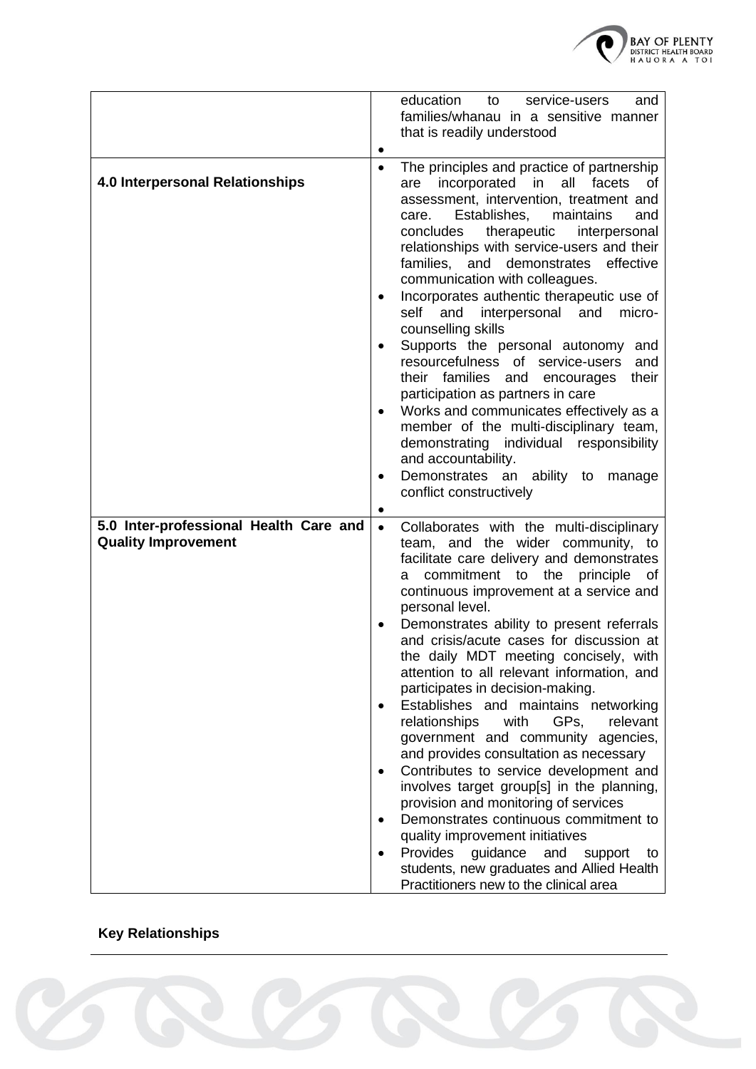| | |
|---|---|
| | education to service-users and families/whanau in a sensitive manner that is readily understood<br>• |
| **4.0 Interpersonal Relationships** | • The principles and practice of partnership are incorporated in all facets of assessment, intervention, treatment and care. Establishes, maintains and concludes therapeutic interpersonal relationships with service-users and their families, and demonstrates effective communication with colleagues.<br>• Incorporates authentic therapeutic use of self and interpersonal and micro-counselling skills<br>• Supports the personal autonomy and resourcefulness of service-users and their families and encourages their participation as partners in care<br>• Works and communicates effectively as a member of the multi-disciplinary team, demonstrating individual responsibility and accountability.<br>• Demonstrates an ability to manage conflict constructively<br>• |
| **5.0 Inter-professional Health Care and Quality Improvement** | • Collaborates with the multi-disciplinary team, and the wider community, to facilitate care delivery and demonstrates a commitment to the principle of continuous improvement at a service and personal level.<br>• Demonstrates ability to present referrals and crisis/acute cases for discussion at the daily MDT meeting concisely, with attention to all relevant information, and participates in decision-making.<br>• Establishes and maintains networking relationships with GPs, relevant government and community agencies, and provides consultation as necessary<br>• Contributes to service development and involves target group[s] in the planning, provision and monitoring of services<br>• Demonstrates continuous commitment to quality improvement initiatives<br>• Provides guidance and support to students, new graduates and Allied Health Practitioners new to the clinical area |

**Key Relationships**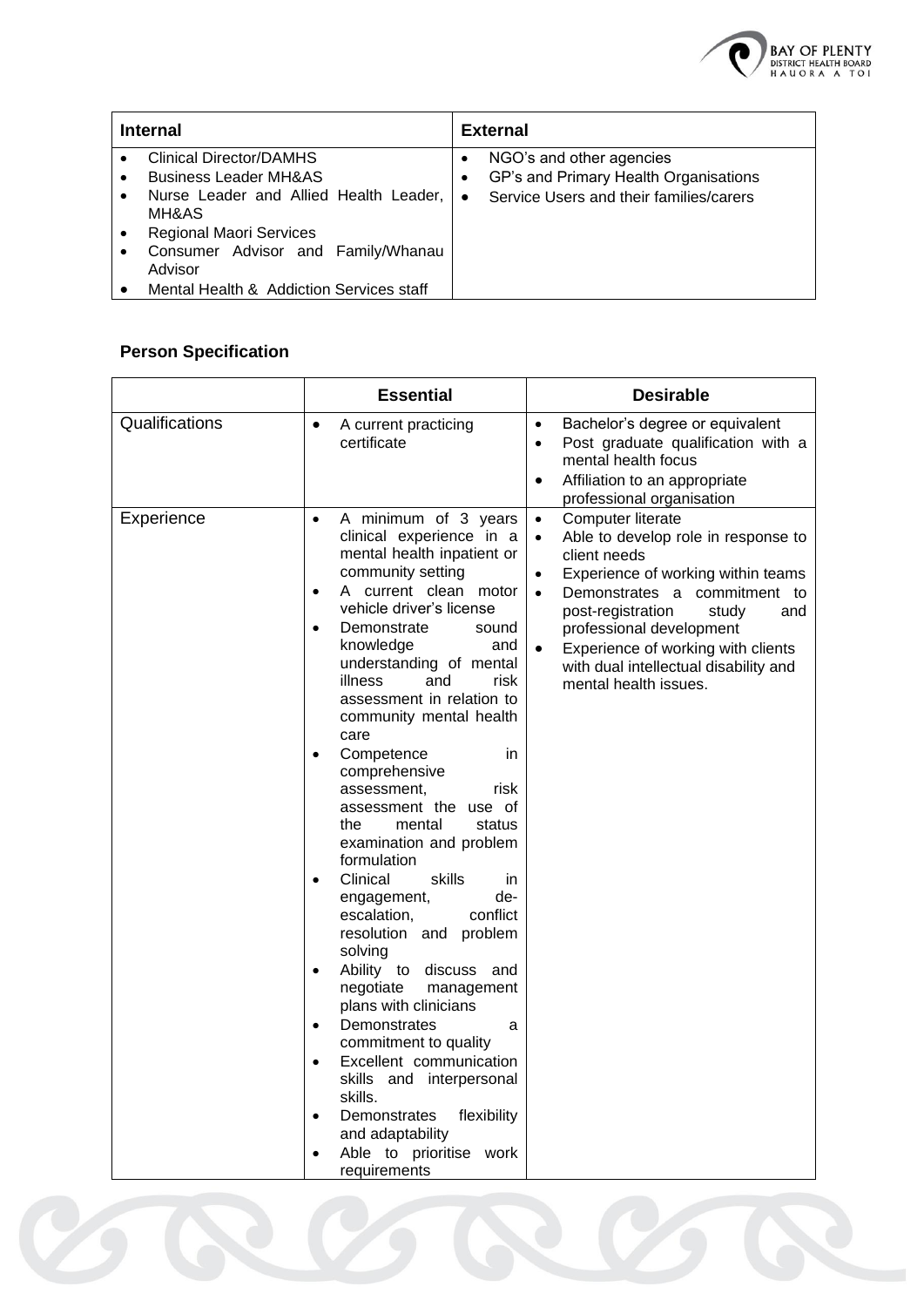| Internal | External |
| --- | --- |
| • Clinical Director/DAMHS<br>• Business Leader MH&AS<br>• Nurse Leader and Allied Health Leader, MH&AS<br>• Regional Maori Services<br>• Consumer Advisor and Family/Whanau Advisor<br>• Mental Health & Addiction Services staff | • NGO's and other agencies<br>• GP's and Primary Health Organisations<br>• Service Users and their families/carers |

## Person Specification

| | Essential | Desirable |
| --- | --- | --- |
| Qualifications | • A current practicing certificate | • Bachelor's degree or equivalent<br>• Post graduate qualification with a mental health focus<br>• Affiliation to an appropriate professional organisation |
| Experience | • A minimum of 3 years clinical experience in a mental health inpatient or community setting<br>• A current clean motor vehicle driver's license<br>• Demonstrate sound knowledge and understanding of mental illness and risk assessment in relation to community mental health care<br>• Competence in comprehensive assessment, risk assessment the use of the mental status examination and problem formulation<br>• Clinical skills in engagement, de-escalation, conflict resolution and problem solving<br>• Ability to discuss and negotiate management plans with clinicians<br>• Demonstrates a commitment to quality<br>• Excellent communication skills and interpersonal skills.<br>• Demonstrates flexibility and adaptability<br>• Able to prioritise work requirements | • Computer literate<br>• Able to develop role in response to client needs<br>• Experience of working within teams<br>• Demonstrates a commitment to post-registration study and professional development<br>• Experience of working with clients with dual intellectual disability and mental health issues. |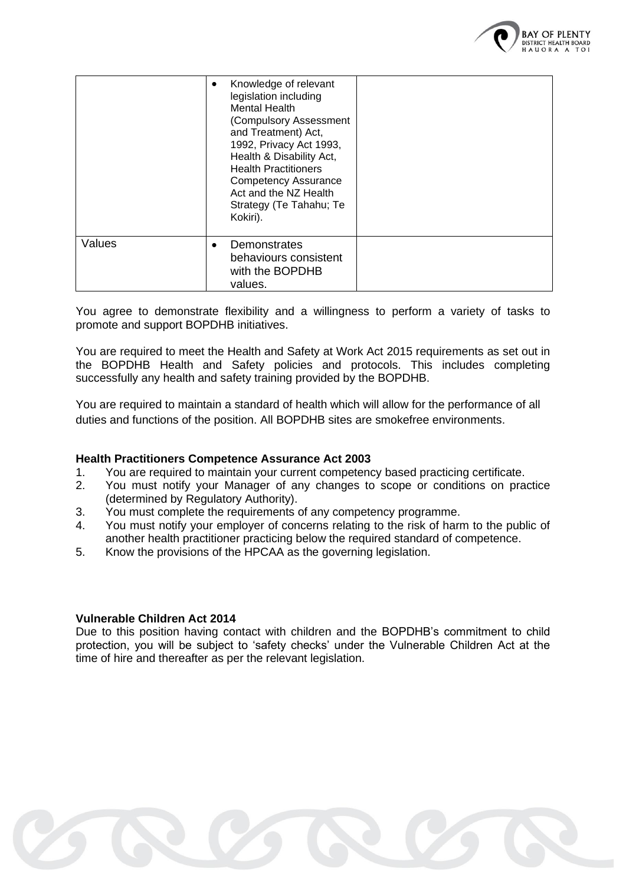| | | |
|---|---|---|
| | • Knowledge of relevant legislation including Mental Health (Compulsory Assessment and Treatment) Act, 1992, Privacy Act 1993, Health & Disability Act, Health Practitioners Competency Assurance Act and the NZ Health Strategy (Te Tahahu; Te Kokiri). | |
| Values | • Demonstrates behaviours consistent with the BOPDHB values. | |

You agree to demonstrate flexibility and a willingness to perform a variety of tasks to promote and support BOPDHB initiatives.

You are required to meet the Health and Safety at Work Act 2015 requirements as set out in the BOPDHB Health and Safety policies and protocols. This includes completing successfully any health and safety training provided by the BOPDHB.

You are required to maintain a standard of health which will allow for the performance of all duties and functions of the position. All BOPDHB sites are smokefree environments.

**Health Practitioners Competence Assurance Act 2003**

1. You are required to maintain your current competency based practicing certificate.
2. You must notify your Manager of any changes to scope or conditions on practice (determined by Regulatory Authority).
3. You must complete the requirements of any competency programme.
4. You must notify your employer of concerns relating to the risk of harm to the public of another health practitioner practicing below the required standard of competence.
5. Know the provisions of the HPCAA as the governing legislation.

**Vulnerable Children Act 2014**

Due to this position having contact with children and the BOPDHB's commitment to child protection, you will be subject to 'safety checks' under the Vulnerable Children Act at the time of hire and thereafter as per the relevant legislation.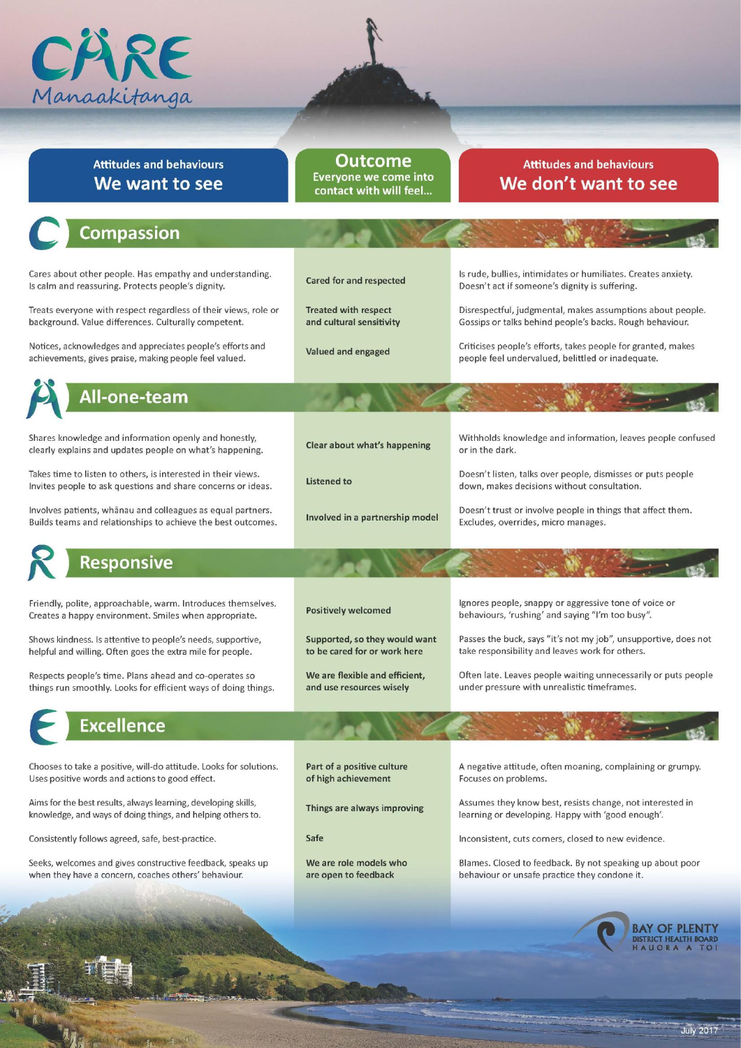# CARE

*Manaakitanga*

| Attitudes and behaviours We want to see | Outcome Everyone we come into contact with will feel... | Attitudes and behaviours We don't want to see |
|---|---|---|
| **Compassion** | | |
| Cares about other people. Has empathy and understanding. Is calm and reassuring. Protects people's dignity. | Cared for and respected | Is rude, bullies, intimidates or humiliates. Creates anxiety. Doesn't act if someone's dignity is suffering. |
| Treats everyone with respect regardless of their views, role or background. Value differences. Culturally competent. | Treated with respect and cultural sensitivity | Disrespectful, judgmental, makes assumptions about people. Gossips or talks behind people's backs. Rough behaviour. |
| Notices, acknowledges and appreciates people's efforts and achievements, gives praise, making people feel valued. | Valued and engaged | Criticises people's efforts, takes people for granted, makes people feel undervalued, belittled or inadequate. |
| **All-one-team** | | |
| Shares knowledge and information openly and honestly, clearly explains and updates people on what's happening. | Clear about what's happening | Withholds knowledge and information, leaves people confused or in the dark. |
| Takes time to listen to others, is interested in their views. Invites people to ask questions and share concerns or ideas. | Listened to | Doesn't listen, talks over people, dismisses or puts people down, makes decisions without consultation. |
| Involves patients, whānau and colleagues as equal partners. Builds teams and relationships to achieve the best outcomes. | Involved in a partnership model | Doesn't trust or involve people in things that affect them. Excludes, overrides, micro manages. |
| **Responsive** | | |
| Friendly, polite, approachable, warm. Introduces themselves. Creates a happy environment. Smiles when appropriate. | Positively welcomed | Ignores people, snappy or aggressive tone of voice or behaviours, 'rushing' and saying "I'm too busy". |
| Shows kindness. Is attentive to people's needs, supportive, helpful and willing. Often goes the extra mile for people. | Supported, so they would want to be cared for or work here | Passes the buck, says "it's not my job", unsupportive, does not take responsibility and leaves work for others. |
| Respects people's time. Plans ahead and co-operates so things run smoothly. Looks for efficient ways of doing things. | We are flexible and efficient, and use resources wisely | Often late. Leaves people waiting unnecessarily or puts people under pressure with unrealistic timeframes. |
| **Excellence** | | |
| Chooses to take a positive, will-do attitude. Looks for solutions. Uses positive words and actions to good effect. | Part of a positive culture of high achievement | A negative attitude, often moaning, complaining or grumpy. Focuses on problems. |
| Aims for the best results, always learning, developing skills, knowledge, and ways of doing things, and helping others to. | Things are always improving | Assumes they know best, resists change, not interested in learning or developing. Happy with 'good enough'. |
| Consistently follows agreed, safe, best-practice. | Safe | Inconsistent, cuts corners, closed to new evidence. |
| Seeks, welcomes and gives constructive feedback, speaks up when they have a concern, coaches others' behaviour. | We are role models who are open to feedback | Blames. Closed to feedback. By not speaking up about poor behaviour or unsafe practice they condone it. |

BAY OF PLENTY DISTRICT HEALTH BOARD
HAUORA A TOI

July 2017